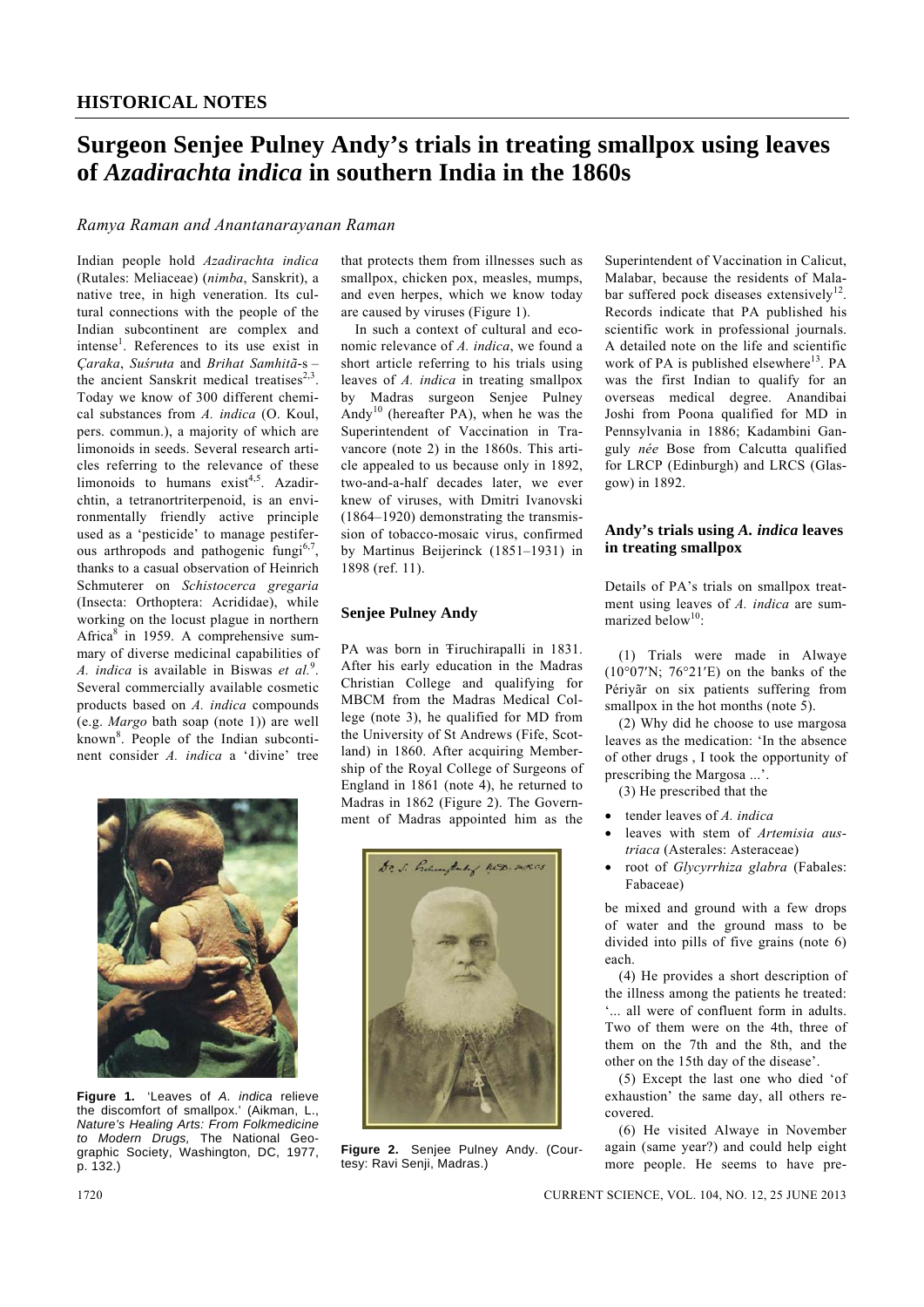## HISTORICAL NOTES

# Surgeon Senjee Pulney Andy's trials in treating smallpox using leaves of *Azadirachta indica* in southern India in the 1860s

*Ramya Raman and Anantanarayanan Raman*

Indian people hold *Azadirachta indica* (Rutales: Meliaceae) (*nimba*, Sanskrit), a native tree, in high veneration. Its cultural connections with the people of the Indian subcontinent are complex and intense[1]. References to its use exist in *Çaraka*, *Suśruta* and *Brihat Samhitā*-s – the ancient Sanskrit medical treatises[2,3]. Today we know of 300 different chemical substances from *A. indica* (O. Koul, pers. commun.), a majority of which are limonoids in seeds. Several research articles referring to the relevance of these limonoids to humans exist[4,5]. Azadirchtin, a tetranortriterpenoid, is an environmentally friendly active principle used as a 'pesticide' to manage pestiferous arthropods and pathogenic fungi[6,7], thanks to a casual observation of Heinrich Schmuterer on *Schistocerca gregaria* (Insecta: Orthoptera: Acrididae), while working on the locust plague in northern Africa[8] in 1959. A comprehensive summary of diverse medicinal capabilities of *A. indica* is available in Biswas *et al.*[9]. Several commercially available cosmetic products based on *A. indica* compounds (e.g. *Margo* bath soap (note 1)) are well known[8]. People of the Indian subcontinent consider *A. indica* a 'divine' tree that protects them from illnesses such as smallpox, chicken pox, measles, mumps, and even herpes, which we know today are caused by viruses (Figure 1).

**Figure 1.** 'Leaves of *A. indica* relieve the discomfort of smallpox.' (Aikman, L., *Nature's Healing Arts: From Folkmedicine to Modern Drugs,* The National Geographic Society, Washington, DC, 1977, p. 132.)

In such a context of cultural and economic relevance of *A. indica*, we found a short article referring to his trials using leaves of *A. indica* in treating smallpox by Madras surgeon Senjee Pulney Andy[10] (hereafter PA), when he was the Superintendent of Vaccination in Travancore (note 2) in the 1860s. This article appealed to us because only in 1892, two-and-a-half decades later, we ever knew of viruses, with Dmitri Ivanovski (1864–1920) demonstrating the transmission of tobacco-mosaic virus, confirmed by Martinus Beijerinck (1851–1931) in 1898 (ref. 11).

## Senjee Pulney Andy

PA was born in Ŧiruchirapalli in 1831. After his early education in the Madras Christian College and qualifying for MBCM from the Madras Medical College (note 3), he qualified for MD from the University of St Andrews (Fife, Scotland) in 1860. After acquiring Membership of the Royal College of Surgeons of England in 1861 (note 4), he returned to Madras in 1862 (Figure 2). The Government of Madras appointed him as the Superintendent of Vaccination in Calicut, Malabar, because the residents of Malabar suffered pock diseases extensively[12]. Records indicate that PA published his scientific work in professional journals. A detailed note on the life and scientific work of PA is published elsewhere[13]. PA was the first Indian to qualify for an overseas medical degree. Anandibai Joshi from Poona qualified for MD in Pennsylvania in 1886; Kadambini Ganguly *née* Bose from Calcutta qualified for LRCP (Edinburgh) and LRCS (Glasgow) in 1892.

**Figure 2.** Senjee Pulney Andy. (Courtesy: Ravi Senji, Madras.)

## Andy's trials using *A. indica* leaves in treating smallpox

Details of PA's trials on smallpox treatment using leaves of *A. indica* are summarized below[10]:

(1) Trials were made in Alwaye (10°07′N; 76°21′E) on the banks of the Périyãr on six patients suffering from smallpox in the hot months (note 5).

(2) Why did he choose to use margosa leaves as the medication: 'In the absence of other drugs , I took the opportunity of prescribing the Margosa ...'.

(3) He prescribed that the

- tender leaves of *A. indica*
- leaves with stem of *Artemisia austriaca* (Asterales: Asteraceae)
- root of *Glycyrrhiza glabra* (Fabales: Fabaceae)

be mixed and ground with a few drops of water and the ground mass to be divided into pills of five grains (note 6) each.

(4) He provides a short description of the illness among the patients he treated: '... all were of confluent form in adults. Two of them were on the 4th, three of them on the 7th and the 8th, and the other on the 15th day of the disease'.

(5) Except the last one who died 'of exhaustion' the same day, all others recovered.

(6) He visited Alwaye in November again (same year?) and could help eight more people. He seems to have pre-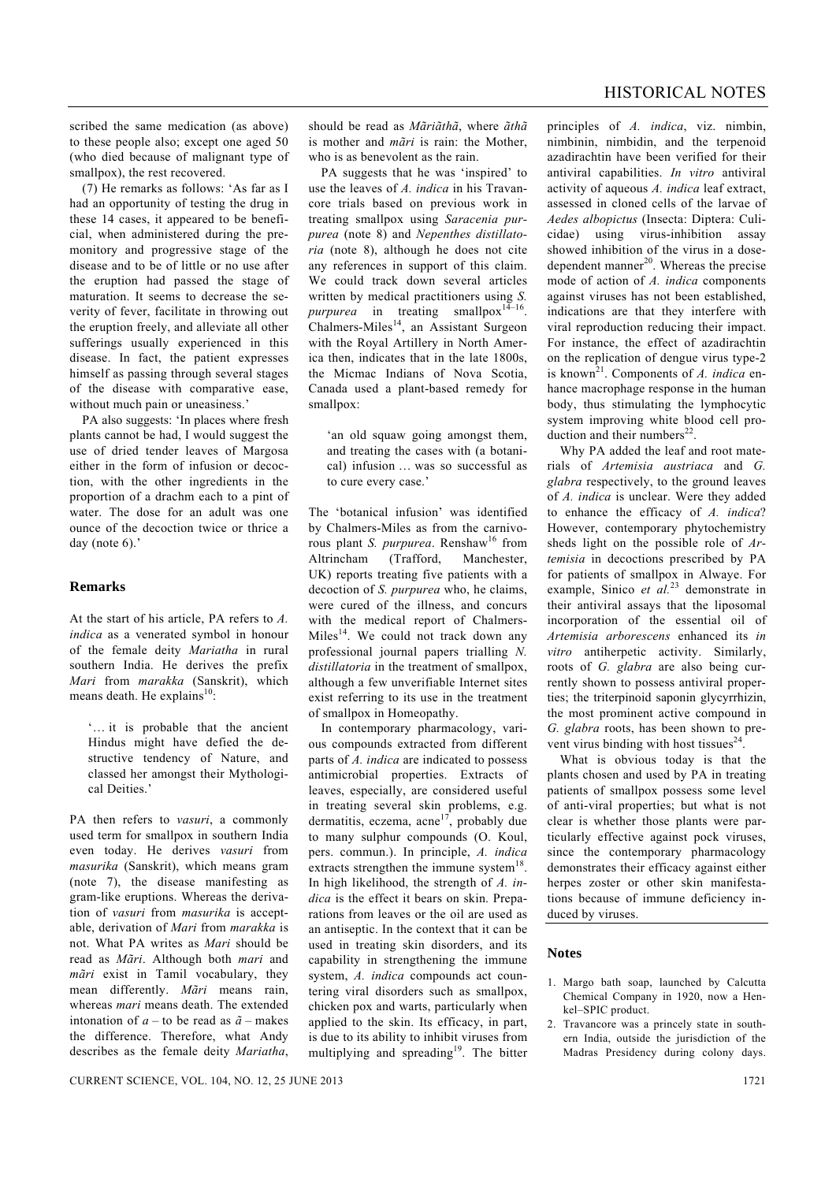scribed the same medication (as above) to these people also; except one aged 50 (who died because of malignant type of smallpox), the rest recovered.

(7) He remarks as follows: 'As far as I had an opportunity of testing the drug in these 14 cases, it appeared to be beneficial, when administered during the premonitory and progressive stage of the disease and to be of little or no use after the eruption had passed the stage of maturation. It seems to decrease the severity of fever, facilitate in throwing out the eruption freely, and alleviate all other sufferings usually experienced in this disease. In fact, the patient expresses himself as passing through several stages of the disease with comparative ease, without much pain or uneasiness.'

PA also suggests: 'In places where fresh plants cannot be had, I would suggest the use of dried tender leaves of Margosa either in the form of infusion or decoction, with the other ingredients in the proportion of a drachm each to a pint of water. The dose for an adult was one ounce of the decoction twice or thrice a day (note 6).'

## Remarks

At the start of his article, PA refers to *A. indica* as a venerated symbol in honour of the female deity *Mariatha* in rural southern India. He derives the prefix *Mari* from *marakka* (Sanskrit), which means death. He explains[10]:

> '… it is probable that the ancient Hindus might have defied the destructive tendency of Nature, and classed her amongst their Mythological Deities.'

PA then refers to *vasuri*, a commonly used term for smallpox in southern India even today. He derives *vasuri* from *masurika* (Sanskrit), which means gram (note 7), the disease manifesting as gram-like eruptions. Whereas the derivation of *vasuri* from *masurika* is acceptable, derivation of *Mari* from *marakka* is not. What PA writes as *Mari* should be read as *Mãri*. Although both *mari* and *mãri* exist in Tamil vocabulary, they mean differently. *Mãri* means rain, whereas *mari* means death. The extended intonation of *a* – to be read as *ã* – makes the difference. Therefore, what Andy describes as the female deity *Mariatha*, should be read as *Mãriãthã*, where *ãthã* is mother and *mãri* is rain: the Mother, who is as benevolent as the rain.

PA suggests that he was 'inspired' to use the leaves of *A. indica* in his Travancore trials based on previous work in treating smallpox using *Saracenia purpurea* (note 8) and *Nepenthes distillatoria* (note 8), although he does not cite any references in support of this claim. We could track down several articles written by medical practitioners using *S. purpurea* in treating smallpox[14–16]. Chalmers-Miles[14], an Assistant Surgeon with the Royal Artillery in North America then, indicates that in the late 1800s, the Micmac Indians of Nova Scotia, Canada used a plant-based remedy for smallpox:

> 'an old squaw going amongst them, and treating the cases with (a botanical) infusion … was so successful as to cure every case.'

The 'botanical infusion' was identified by Chalmers-Miles as from the carnivorous plant *S. purpurea*. Renshaw[16] from Altrincham (Trafford, Manchester, UK) reports treating five patients with a decoction of *S. purpurea* who, he claims, were cured of the illness, and concurs with the medical report of Chalmers-Miles[14]. We could not track down any professional journal papers trialling *N. distillatoria* in the treatment of smallpox, although a few unverifiable Internet sites exist referring to its use in the treatment of smallpox in Homeopathy.

In contemporary pharmacology, various compounds extracted from different parts of *A. indica* are indicated to possess antimicrobial properties. Extracts of leaves, especially, are considered useful in treating several skin problems, e.g. dermatitis, eczema, acne[17], probably due to many sulphur compounds (O. Koul, pers. commun.). In principle, *A. indica* extracts strengthen the immune system[18]. In high likelihood, the strength of *A. indica* is the effect it bears on skin. Preparations from leaves or the oil are used as an antiseptic. In the context that it can be used in treating skin disorders, and its capability in strengthening the immune system, *A. indica* compounds act countering viral disorders such as smallpox, chicken pox and warts, particularly when applied to the skin. Its efficacy, in part, is due to its ability to inhibit viruses from multiplying and spreading[19]. The bitter principles of *A. indica*, viz. nimbin, nimbinin, nimbidin, and the terpenoid azadirachtin have been verified for their antiviral capabilities. *In vitro* antiviral activity of aqueous *A. indica* leaf extract, assessed in cloned cells of the larvae of *Aedes albopictus* (Insecta: Diptera: Culicidae) using virus-inhibition assay showed inhibition of the virus in a dose-dependent manner[20]. Whereas the precise mode of action of *A. indica* components against viruses has not been established, indications are that they interfere with viral reproduction reducing their impact. For instance, the effect of azadirachtin on the replication of dengue virus type-2 is known[21]. Components of *A. indica* enhance macrophage response in the human body, thus stimulating the lymphocytic system improving white blood cell production and their numbers[22].

Why PA added the leaf and root materials of *Artemisia austriaca* and *G. glabra* respectively, to the ground leaves of *A. indica* is unclear. Were they added to enhance the efficacy of *A. indica*? However, contemporary phytochemistry sheds light on the possible role of *Artemisia* in decoctions prescribed by PA for patients of smallpox in Alwaye. For example, Sinico *et al.*[23] demonstrate in their antiviral assays that the liposomal incorporation of the essential oil of *Artemisia arborescens* enhanced its *in vitro* antiherpetic activity. Similarly, roots of *G. glabra* are also being currently shown to possess antiviral properties; the triterpinoid saponin glycyrrhizin, the most prominent active compound in *G. glabra* roots, has been shown to prevent virus binding with host tissues[24].

What is obvious today is that the plants chosen and used by PA in treating patients of smallpox possess some level of anti-viral properties; but what is not clear is whether those plants were particularly effective against pock viruses, since the contemporary pharmacology demonstrates their efficacy against either herpes zoster or other skin manifestations because of immune deficiency induced by viruses.

## Notes

1. Margo bath soap, launched by Calcutta Chemical Company in 1920, now a Henkel–SPIC product.
2. Travancore was a princely state in southern India, outside the jurisdiction of the Madras Presidency during colony days.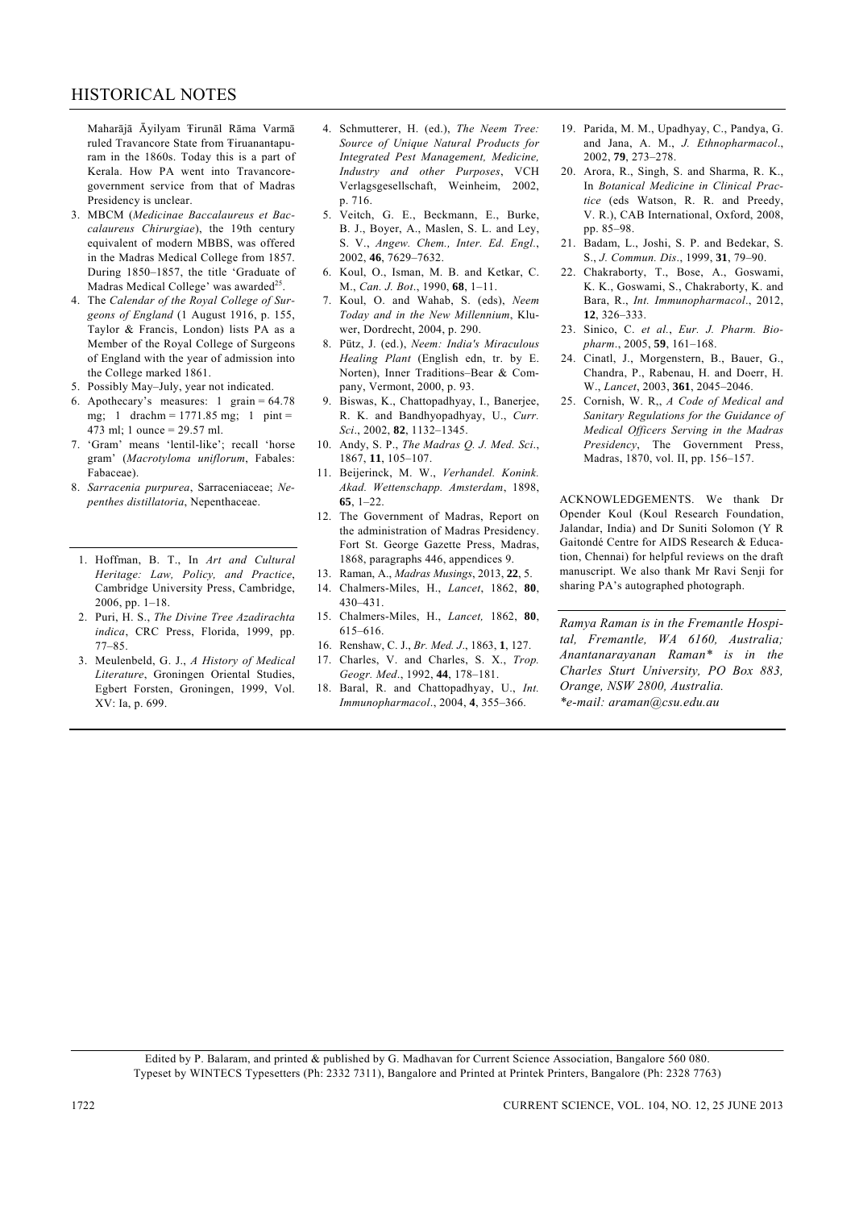Mahārājā Āyilyam Ŧirunāl Rāma Varmā ruled Travancore State from Ŧiruanantapuram in the 1860s. Today this is a part of Kerala. How PA went into Travancore-government service from that of Madras Presidency is unclear.

3. MBCM (*Medicinae Baccalaureus et Baccalaureus Chirurgiae*), the 19th century equivalent of modern MBBS, was offered in the Madras Medical College from 1857. During 1850–1857, the title 'Graduate of Madras Medical College' was awarded[25].
4. The *Calendar of the Royal College of Surgeons of England* (1 August 1916, p. 155, Taylor & Francis, London) lists PA as a Member of the Royal College of Surgeons of England with the year of admission into the College marked 1861.
5. Possibly May–July, year not indicated.
6. Apothecary's measures: 1 grain = 64.78 mg; 1 drachm = 1771.85 mg; 1 pint = 473 ml; 1 ounce = 29.57 ml.
7. 'Gram' means 'lentil-like'; recall 'horse gram' (*Macrotyloma uniflorum*, Fabales: Fabaceae).
8. *Sarracenia purpurea*, Sarraceniaceae; *Nepenthes distillatoria*, Nepenthaceae.

---

1. Hoffman, B. T., In *Art and Cultural Heritage: Law, Policy, and Practice*, Cambridge University Press, Cambridge, 2006, pp. 1–18.
2. Puri, H. S., *The Divine Tree Azadirachta indica*, CRC Press, Florida, 1999, pp. 77–85.
3. Meulenbeld, G. J., *A History of Medical Literature*, Groningen Oriental Studies, Egbert Forsten, Groningen, 1999, Vol. XV: Ia, p. 699.
4. Schmutterer, H. (ed.), *The Neem Tree: Source of Unique Natural Products for Integrated Pest Management, Medicine, Industry and other Purposes*, VCH Verlagsgesellschaft, Weinheim, 2002, p. 716.
5. Veitch, G. E., Beckmann, E., Burke, B. J., Boyer, A., Maslen, S. L. and Ley, S. V., *Angew. Chem., Inter. Ed. Engl.*, 2002, **46**, 7629–7632.
6. Koul, O., Isman, M. B. and Ketkar, C. M., *Can. J. Bot.*, 1990, **68**, 1–11.
7. Koul, O. and Wahab, S. (eds), *Neem Today and in the New Millennium*, Kluwer, Dordrecht, 2004, p. 290.
8. Pütz, J. (ed.), *Neem: India's Miraculous Healing Plant* (English edn, tr. by E. Norten), Inner Traditions–Bear & Company, Vermont, 2000, p. 93.
9. Biswas, K., Chattopadhyay, I., Banerjee, R. K. and Bandhyopadhyay, U., *Curr. Sci.*, 2002, **82**, 1132–1345.
10. Andy, S. P., *The Madras Q. J. Med. Sci.*, 1867, **11**, 105–107.
11. Beijerinck, M. W., *Verhandel. Konink. Akad. Wettenschapp. Amsterdam*, 1898, **65**, 1–22.
12. The Government of Madras, Report on the administration of Madras Presidency. Fort St. George Gazette Press, Madras, 1868, paragraphs 446, appendices 9.
13. Raman, A., *Madras Musings*, 2013, **22**, 5.
14. Chalmers-Miles, H., *Lancet*, 1862, **80**, 430–431.
15. Chalmers-Miles, H., *Lancet,* 1862, **80**, 615–616.
16. Renshaw, C. J., *Br. Med. J.*, 1863, **1**, 127.
17. Charles, V. and Charles, S. X., *Trop. Geogr. Med.*, 1992, **44**, 178–181.
18. Baral, R. and Chattopadhyay, U., *Int. Immunopharmacol.*, 2004, **4**, 355–366.
19. Parida, M. M., Upadhyay, C., Pandya, G. and Jana, A. M., *J. Ethnopharmacol.*, 2002, **79**, 273–278.
20. Arora, R., Singh, S. and Sharma, R. K., In *Botanical Medicine in Clinical Practice* (eds Watson, R. R. and Preedy, V. R.), CAB International, Oxford, 2008, pp. 85–98.
21. Badam, L., Joshi, S. P. and Bedekar, S. S., *J. Commun. Dis.*, 1999, **31**, 79–90.
22. Chakraborty, T., Bose, A., Goswami, K. K., Goswami, S., Chakraborty, K. and Bara, R., *Int. Immunopharmacol.*, 2012, **12**, 326–333.
23. Sinico, C. *et al.*, *Eur. J. Pharm. Biopharm.*, 2005, **59**, 161–168.
24. Cinatl, J., Morgenstern, B., Bauer, G., Chandra, P., Rabenau, H. and Doerr, H. W., *Lancet*, 2003, **361**, 2045–2046.
25. Cornish, W. R,, *A Code of Medical and Sanitary Regulations for the Guidance of Medical Officers Serving in the Madras Presidency*, The Government Press, Madras, 1870, vol. II, pp. 156–157.

ACKNOWLEDGEMENTS. We thank Dr Opender Koul (Koul Research Foundation, Jalandar, India) and Dr Suniti Solomon (Y R Gaitondé Centre for AIDS Research & Education, Chennai) for helpful reviews on the draft manuscript. We also thank Mr Ravi Senji for sharing PA's autographed photograph.

---

*Ramya Raman is in the Fremantle Hospital, Fremantle, WA 6160, Australia; Anantanarayanan Raman\* is in the Charles Sturt University, PO Box 883, Orange, NSW 2800, Australia.*
*\*e-mail: araman@csu.edu.au*

Edited by P. Balaram, and printed & published by G. Madhavan for Current Science Association, Bangalore 560 080.
Typeset by WINTECS Typesetters (Ph: 2332 7311), Bangalore and Printed at Printek Printers, Bangalore (Ph: 2328 7763)